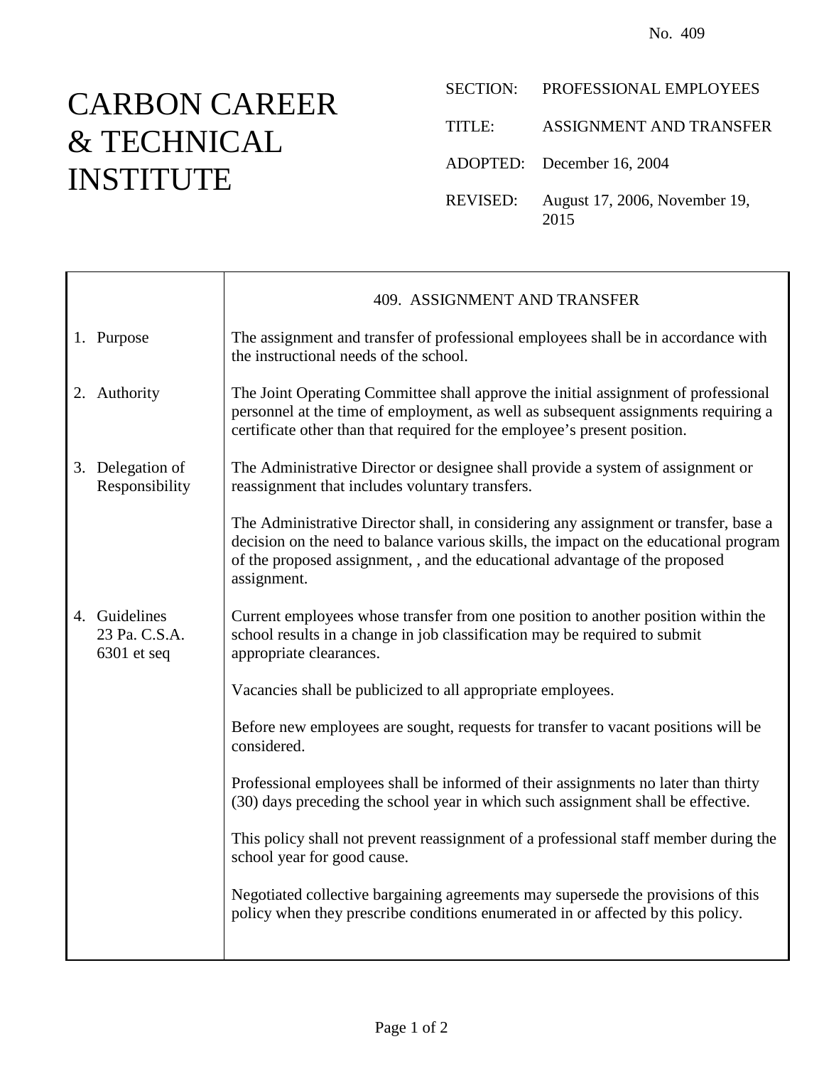No. 409

# CARBON CAREER & TECHNICAL INSTITUTE

SECTION: PROFESSIONAL EMPLOYEES

TITLE: ASSIGNMENT AND TRANSFER

ADOPTED: December 16, 2004

REVISED: August 17, 2006, November 19, 2015

## 409. ASSIGNMENT AND TRANSFER

**1. Purpose**

The assignment and transfer of professional employees shall be in accordance with the instructional needs of the school.

**2. Authority**

The Joint Operating Committee shall approve the initial assignment of professional personnel at the time of employment, as well as subsequent assignments requiring a certificate other than that required for the employee's present position.

**3. Delegation of Responsibility**

The Administrative Director or designee shall provide a system of assignment or reassignment that includes voluntary transfers.

The Administrative Director shall, in considering any assignment or transfer, base a decision on the need to balance various skills, the impact on the educational program of the proposed assignment, , and the educational advantage of the proposed assignment.

**4. Guidelines**

23 Pa. C.S.A. 6301 et seq

Current employees whose transfer from one position to another position within the school results in a change in job classification may be required to submit appropriate clearances.

Vacancies shall be publicized to all appropriate employees.

Before new employees are sought, requests for transfer to vacant positions will be considered.

Professional employees shall be informed of their assignments no later than thirty (30) days preceding the school year in which such assignment shall be effective.

This policy shall not prevent reassignment of a professional staff member during the school year for good cause.

Negotiated collective bargaining agreements may supersede the provisions of this policy when they prescribe conditions enumerated in or affected by this policy.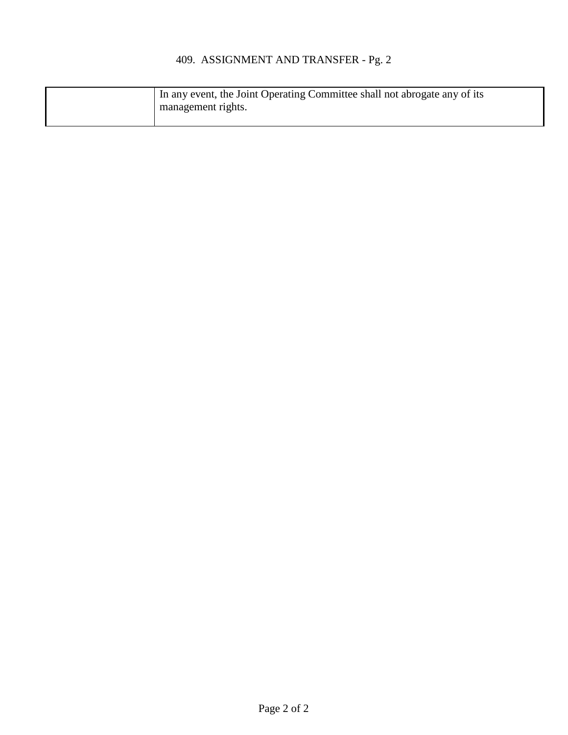| | |
|---|---|
| | In any event, the Joint Operating Committee shall not abrogate any of its management rights. |